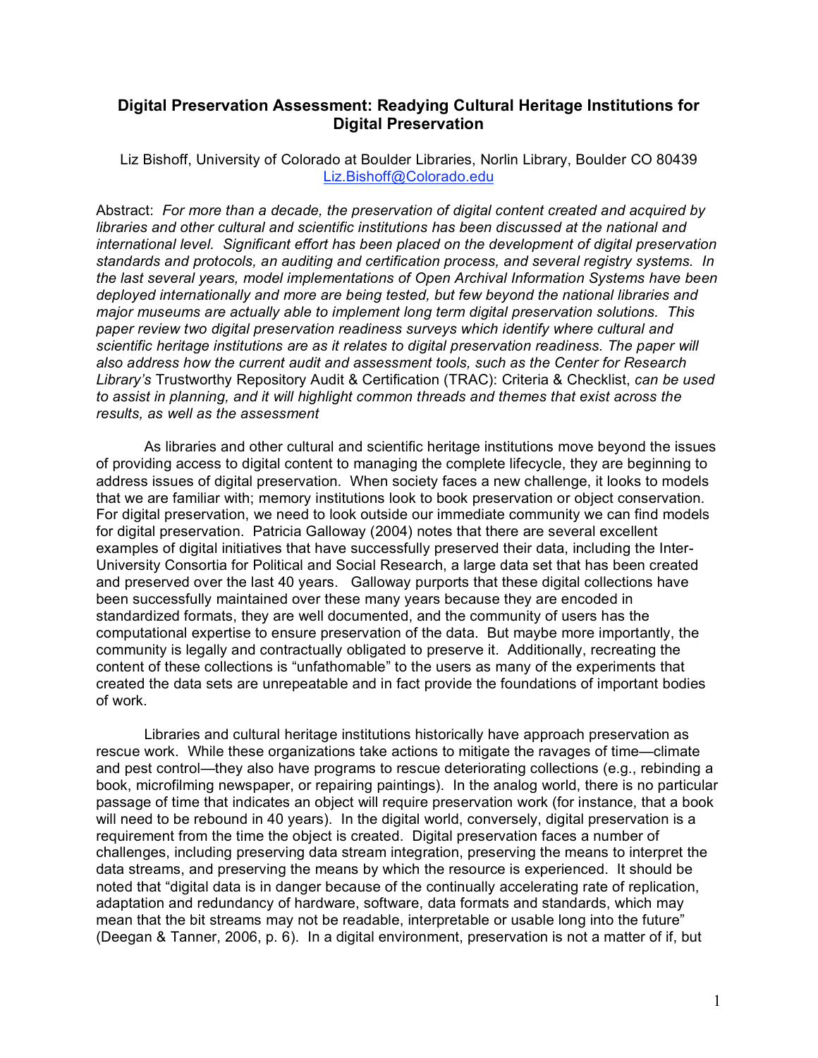# Digital Preservation Assessment: Readying Cultural Heritage Institutions for Digital Preservation

Liz Bishoff, University of Colorado at Boulder Libraries, Norlin Library, Boulder CO 80439
Liz.Bishoff@Colorado.edu

Abstract: *For more than a decade, the preservation of digital content created and acquired by libraries and other cultural and scientific institutions has been discussed at the national and international level. Significant effort has been placed on the development of digital preservation standards and protocols, an auditing and certification process, and several registry systems. In the last several years, model implementations of Open Archival Information Systems have been deployed internationally and more are being tested, but few beyond the national libraries and major museums are actually able to implement long term digital preservation solutions. This paper review two digital preservation readiness surveys which identify where cultural and scientific heritage institutions are as it relates to digital preservation readiness. The paper will also address how the current audit and assessment tools, such as the Center for Research Library's* Trustworthy Repository Audit & Certification (TRAC): Criteria & Checklist, *can be used to assist in planning, and it will highlight common threads and themes that exist across the results, as well as the assessment*

As libraries and other cultural and scientific heritage institutions move beyond the issues of providing access to digital content to managing the complete lifecycle, they are beginning to address issues of digital preservation. When society faces a new challenge, it looks to models that we are familiar with; memory institutions look to book preservation or object conservation. For digital preservation, we need to look outside our immediate community we can find models for digital preservation. Patricia Galloway (2004) notes that there are several excellent examples of digital initiatives that have successfully preserved their data, including the Inter-University Consortia for Political and Social Research, a large data set that has been created and preserved over the last 40 years. Galloway purports that these digital collections have been successfully maintained over these many years because they are encoded in standardized formats, they are well documented, and the community of users has the computational expertise to ensure preservation of the data. But maybe more importantly, the community is legally and contractually obligated to preserve it. Additionally, recreating the content of these collections is "unfathomable" to the users as many of the experiments that created the data sets are unrepeatable and in fact provide the foundations of important bodies of work.

Libraries and cultural heritage institutions historically have approach preservation as rescue work. While these organizations take actions to mitigate the ravages of time—climate and pest control—they also have programs to rescue deteriorating collections (e.g., rebinding a book, microfilming newspaper, or repairing paintings). In the analog world, there is no particular passage of time that indicates an object will require preservation work (for instance, that a book will need to be rebound in 40 years). In the digital world, conversely, digital preservation is a requirement from the time the object is created. Digital preservation faces a number of challenges, including preserving data stream integration, preserving the means to interpret the data streams, and preserving the means by which the resource is experienced. It should be noted that "digital data is in danger because of the continually accelerating rate of replication, adaptation and redundancy of hardware, software, data formats and standards, which may mean that the bit streams may not be readable, interpretable or usable long into the future" (Deegan & Tanner, 2006, p. 6). In a digital environment, preservation is not a matter of if, but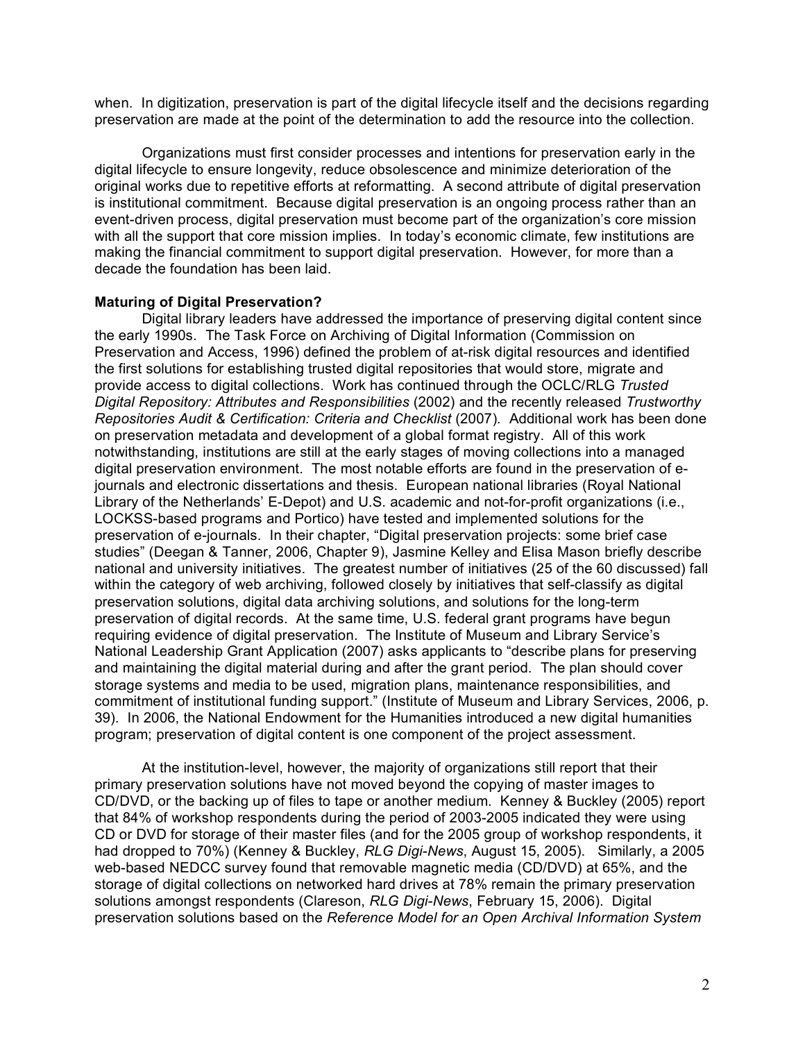when. In digitization, preservation is part of the digital lifecycle itself and the decisions regarding preservation are made at the point of the determination to add the resource into the collection.

Organizations must first consider processes and intentions for preservation early in the digital lifecycle to ensure longevity, reduce obsolescence and minimize deterioration of the original works due to repetitive efforts at reformatting. A second attribute of digital preservation is institutional commitment. Because digital preservation is an ongoing process rather than an event-driven process, digital preservation must become part of the organization's core mission with all the support that core mission implies. In today's economic climate, few institutions are making the financial commitment to support digital preservation. However, for more than a decade the foundation has been laid.

**Maturing of Digital Preservation?**

Digital library leaders have addressed the importance of preserving digital content since the early 1990s. The Task Force on Archiving of Digital Information (Commission on Preservation and Access, 1996) defined the problem of at-risk digital resources and identified the first solutions for establishing trusted digital repositories that would store, migrate and provide access to digital collections. Work has continued through the OCLC/RLG *Trusted Digital Repository: Attributes and Responsibilities* (2002) and the recently released *Trustworthy Repositories Audit & Certification: Criteria and Checklist* (2007). Additional work has been done on preservation metadata and development of a global format registry. All of this work notwithstanding, institutions are still at the early stages of moving collections into a managed digital preservation environment. The most notable efforts are found in the preservation of e-journals and electronic dissertations and thesis. European national libraries (Royal National Library of the Netherlands' E-Depot) and U.S. academic and not-for-profit organizations (i.e., LOCKSS-based programs and Portico) have tested and implemented solutions for the preservation of e-journals. In their chapter, "Digital preservation projects: some brief case studies" (Deegan & Tanner, 2006, Chapter 9), Jasmine Kelley and Elisa Mason briefly describe national and university initiatives. The greatest number of initiatives (25 of the 60 discussed) fall within the category of web archiving, followed closely by initiatives that self-classify as digital preservation solutions, digital data archiving solutions, and solutions for the long-term preservation of digital records. At the same time, U.S. federal grant programs have begun requiring evidence of digital preservation. The Institute of Museum and Library Service's National Leadership Grant Application (2007) asks applicants to "describe plans for preserving and maintaining the digital material during and after the grant period. The plan should cover storage systems and media to be used, migration plans, maintenance responsibilities, and commitment of institutional funding support." (Institute of Museum and Library Services, 2006, p. 39). In 2006, the National Endowment for the Humanities introduced a new digital humanities program; preservation of digital content is one component of the project assessment.

At the institution-level, however, the majority of organizations still report that their primary preservation solutions have not moved beyond the copying of master images to CD/DVD, or the backing up of files to tape or another medium. Kenney & Buckley (2005) report that 84% of workshop respondents during the period of 2003-2005 indicated they were using CD or DVD for storage of their master files (and for the 2005 group of workshop respondents, it had dropped to 70%) (Kenney & Buckley, *RLG Digi-News*, August 15, 2005). Similarly, a 2005 web-based NEDCC survey found that removable magnetic media (CD/DVD) at 65%, and the storage of digital collections on networked hard drives at 78% remain the primary preservation solutions amongst respondents (Clareson, *RLG Digi-News*, February 15, 2006). Digital preservation solutions based on the *Reference Model for an Open Archival Information System*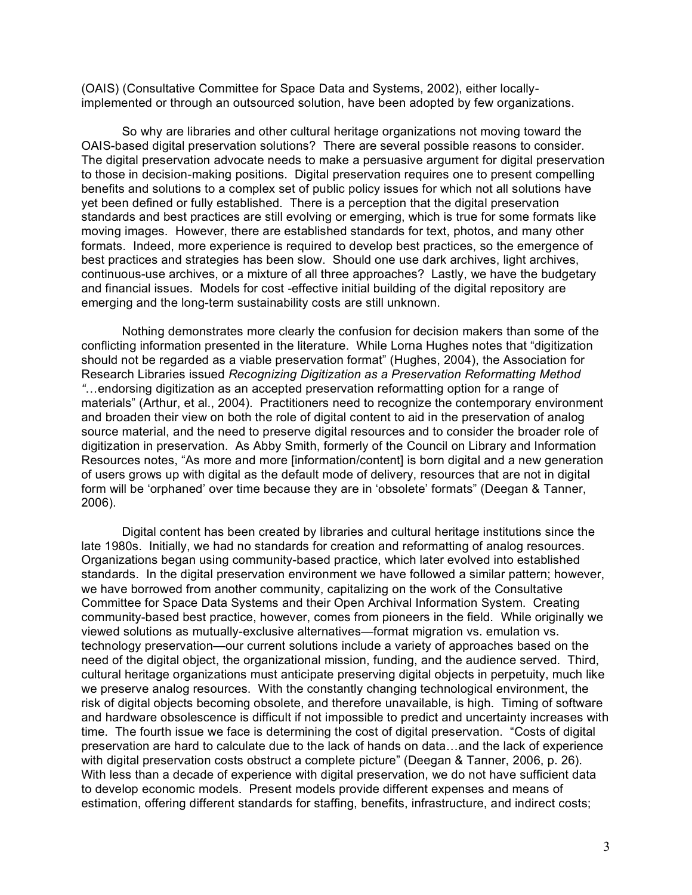(OAIS) (Consultative Committee for Space Data and Systems, 2002), either locally-implemented or through an outsourced solution, have been adopted by few organizations.

So why are libraries and other cultural heritage organizations not moving toward the OAIS-based digital preservation solutions? There are several possible reasons to consider. The digital preservation advocate needs to make a persuasive argument for digital preservation to those in decision-making positions. Digital preservation requires one to present compelling benefits and solutions to a complex set of public policy issues for which not all solutions have yet been defined or fully established. There is a perception that the digital preservation standards and best practices are still evolving or emerging, which is true for some formats like moving images. However, there are established standards for text, photos, and many other formats. Indeed, more experience is required to develop best practices, so the emergence of best practices and strategies has been slow. Should one use dark archives, light archives, continuous-use archives, or a mixture of all three approaches? Lastly, we have the budgetary and financial issues. Models for cost -effective initial building of the digital repository are emerging and the long-term sustainability costs are still unknown.

Nothing demonstrates more clearly the confusion for decision makers than some of the conflicting information presented in the literature. While Lorna Hughes notes that "digitization should not be regarded as a viable preservation format" (Hughes, 2004), the Association for Research Libraries issued *Recognizing Digitization as a Preservation Reformatting Method* "…endorsing digitization as an accepted preservation reformatting option for a range of materials" (Arthur, et al., 2004). Practitioners need to recognize the contemporary environment and broaden their view on both the role of digital content to aid in the preservation of analog source material, and the need to preserve digital resources and to consider the broader role of digitization in preservation. As Abby Smith, formerly of the Council on Library and Information Resources notes, "As more and more [information/content] is born digital and a new generation of users grows up with digital as the default mode of delivery, resources that are not in digital form will be 'orphaned' over time because they are in 'obsolete' formats" (Deegan & Tanner, 2006).

Digital content has been created by libraries and cultural heritage institutions since the late 1980s. Initially, we had no standards for creation and reformatting of analog resources. Organizations began using community-based practice, which later evolved into established standards. In the digital preservation environment we have followed a similar pattern; however, we have borrowed from another community, capitalizing on the work of the Consultative Committee for Space Data Systems and their Open Archival Information System. Creating community-based best practice, however, comes from pioneers in the field. While originally we viewed solutions as mutually-exclusive alternatives—format migration vs. emulation vs. technology preservation—our current solutions include a variety of approaches based on the need of the digital object, the organizational mission, funding, and the audience served. Third, cultural heritage organizations must anticipate preserving digital objects in perpetuity, much like we preserve analog resources. With the constantly changing technological environment, the risk of digital objects becoming obsolete, and therefore unavailable, is high. Timing of software and hardware obsolescence is difficult if not impossible to predict and uncertainty increases with time. The fourth issue we face is determining the cost of digital preservation. "Costs of digital preservation are hard to calculate due to the lack of hands on data…and the lack of experience with digital preservation costs obstruct a complete picture" (Deegan & Tanner, 2006, p. 26). With less than a decade of experience with digital preservation, we do not have sufficient data to develop economic models. Present models provide different expenses and means of estimation, offering different standards for staffing, benefits, infrastructure, and indirect costs;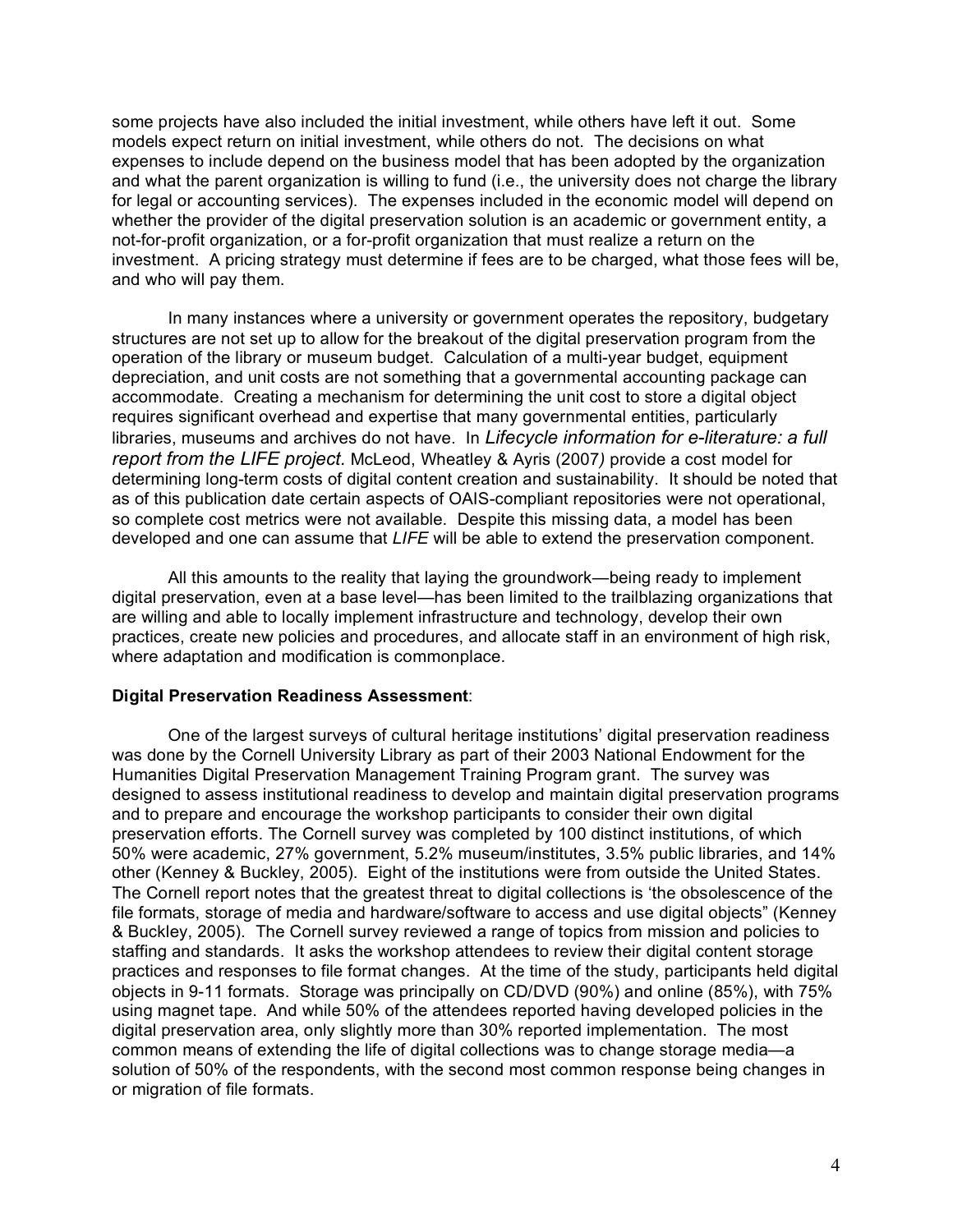some projects have also included the initial investment, while others have left it out. Some models expect return on initial investment, while others do not. The decisions on what expenses to include depend on the business model that has been adopted by the organization and what the parent organization is willing to fund (i.e., the university does not charge the library for legal or accounting services). The expenses included in the economic model will depend on whether the provider of the digital preservation solution is an academic or government entity, a not-for-profit organization, or a for-profit organization that must realize a return on the investment. A pricing strategy must determine if fees are to be charged, what those fees will be, and who will pay them.

In many instances where a university or government operates the repository, budgetary structures are not set up to allow for the breakout of the digital preservation program from the operation of the library or museum budget. Calculation of a multi-year budget, equipment depreciation, and unit costs are not something that a governmental accounting package can accommodate. Creating a mechanism for determining the unit cost to store a digital object requires significant overhead and expertise that many governmental entities, particularly libraries, museums and archives do not have. In *Lifecycle information for e-literature: a full report from the LIFE project.* McLeod, Wheatley & Ayris (2007*)* provide a cost model for determining long-term costs of digital content creation and sustainability. It should be noted that as of this publication date certain aspects of OAIS-compliant repositories were not operational, so complete cost metrics were not available. Despite this missing data, a model has been developed and one can assume that *LIFE* will be able to extend the preservation component.

All this amounts to the reality that laying the groundwork—being ready to implement digital preservation, even at a base level—has been limited to the trailblazing organizations that are willing and able to locally implement infrastructure and technology, develop their own practices, create new policies and procedures, and allocate staff in an environment of high risk, where adaptation and modification is commonplace.

**Digital Preservation Readiness Assessment**:

One of the largest surveys of cultural heritage institutions' digital preservation readiness was done by the Cornell University Library as part of their 2003 National Endowment for the Humanities Digital Preservation Management Training Program grant. The survey was designed to assess institutional readiness to develop and maintain digital preservation programs and to prepare and encourage the workshop participants to consider their own digital preservation efforts. The Cornell survey was completed by 100 distinct institutions, of which 50% were academic, 27% government, 5.2% museum/institutes, 3.5% public libraries, and 14% other (Kenney & Buckley, 2005). Eight of the institutions were from outside the United States. The Cornell report notes that the greatest threat to digital collections is 'the obsolescence of the file formats, storage of media and hardware/software to access and use digital objects" (Kenney & Buckley, 2005). The Cornell survey reviewed a range of topics from mission and policies to staffing and standards. It asks the workshop attendees to review their digital content storage practices and responses to file format changes. At the time of the study, participants held digital objects in 9-11 formats. Storage was principally on CD/DVD (90%) and online (85%), with 75% using magnet tape. And while 50% of the attendees reported having developed policies in the digital preservation area, only slightly more than 30% reported implementation. The most common means of extending the life of digital collections was to change storage media—a solution of 50% of the respondents, with the second most common response being changes in or migration of file formats.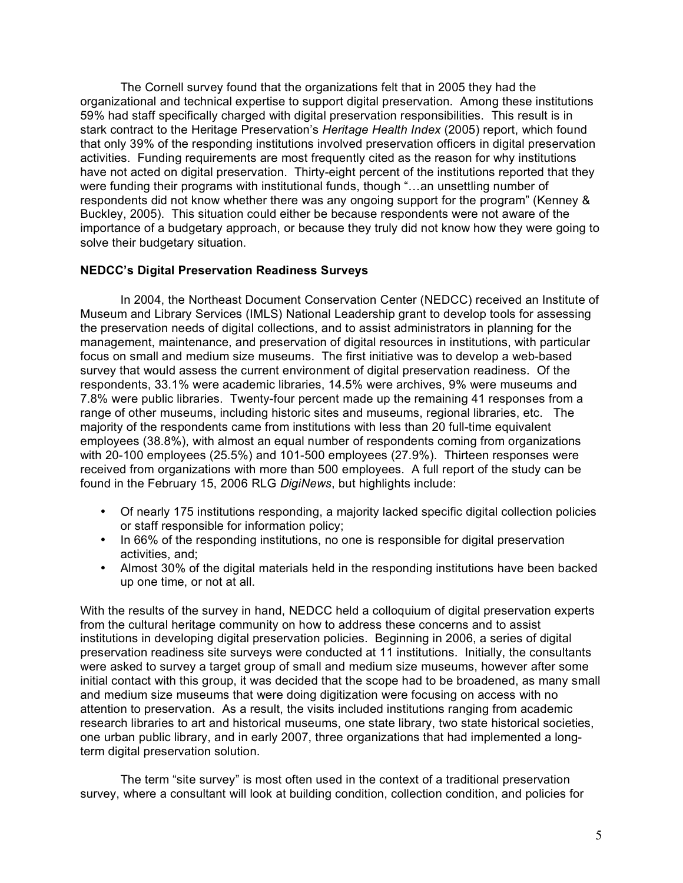The Cornell survey found that the organizations felt that in 2005 they had the organizational and technical expertise to support digital preservation. Among these institutions 59% had staff specifically charged with digital preservation responsibilities. This result is in stark contract to the Heritage Preservation's *Heritage Health Index* (2005) report, which found that only 39% of the responding institutions involved preservation officers in digital preservation activities. Funding requirements are most frequently cited as the reason for why institutions have not acted on digital preservation. Thirty-eight percent of the institutions reported that they were funding their programs with institutional funds, though "…an unsettling number of respondents did not know whether there was any ongoing support for the program" (Kenney & Buckley, 2005). This situation could either be because respondents were not aware of the importance of a budgetary approach, or because they truly did not know how they were going to solve their budgetary situation.

**NEDCC's Digital Preservation Readiness Surveys**

In 2004, the Northeast Document Conservation Center (NEDCC) received an Institute of Museum and Library Services (IMLS) National Leadership grant to develop tools for assessing the preservation needs of digital collections, and to assist administrators in planning for the management, maintenance, and preservation of digital resources in institutions, with particular focus on small and medium size museums. The first initiative was to develop a web-based survey that would assess the current environment of digital preservation readiness. Of the respondents, 33.1% were academic libraries, 14.5% were archives, 9% were museums and 7.8% were public libraries. Twenty-four percent made up the remaining 41 responses from a range of other museums, including historic sites and museums, regional libraries, etc. The majority of the respondents came from institutions with less than 20 full-time equivalent employees (38.8%), with almost an equal number of respondents coming from organizations with 20-100 employees (25.5%) and 101-500 employees (27.9%). Thirteen responses were received from organizations with more than 500 employees. A full report of the study can be found in the February 15, 2006 RLG *DigiNews*, but highlights include:

- Of nearly 175 institutions responding, a majority lacked specific digital collection policies or staff responsible for information policy;
- In 66% of the responding institutions, no one is responsible for digital preservation activities, and;
- Almost 30% of the digital materials held in the responding institutions have been backed up one time, or not at all.

With the results of the survey in hand, NEDCC held a colloquium of digital preservation experts from the cultural heritage community on how to address these concerns and to assist institutions in developing digital preservation policies. Beginning in 2006, a series of digital preservation readiness site surveys were conducted at 11 institutions. Initially, the consultants were asked to survey a target group of small and medium size museums, however after some initial contact with this group, it was decided that the scope had to be broadened, as many small and medium size museums that were doing digitization were focusing on access with no attention to preservation. As a result, the visits included institutions ranging from academic research libraries to art and historical museums, one state library, two state historical societies, one urban public library, and in early 2007, three organizations that had implemented a long-term digital preservation solution.

The term "site survey" is most often used in the context of a traditional preservation survey, where a consultant will look at building condition, collection condition, and policies for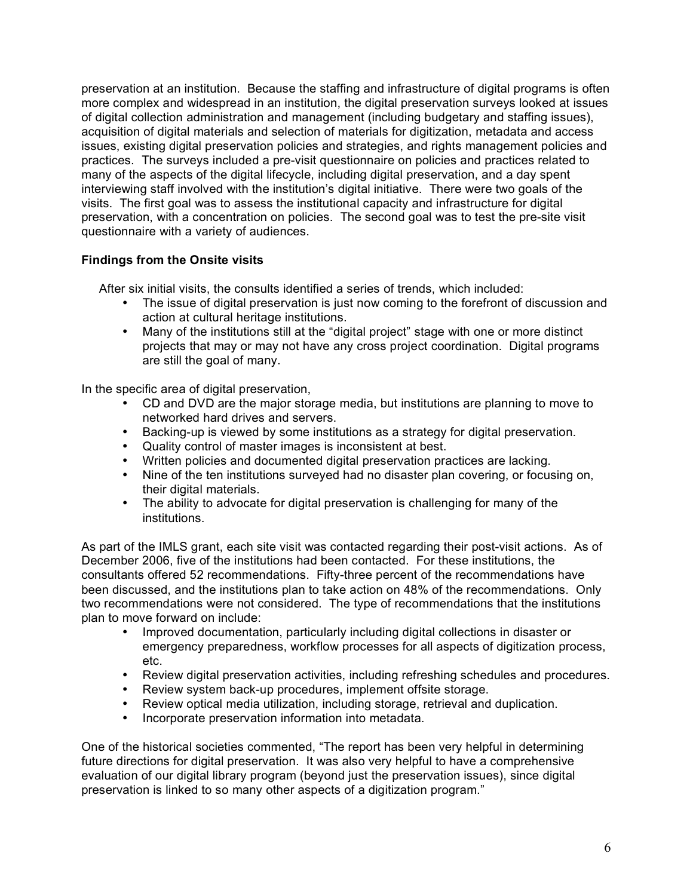preservation at an institution. Because the staffing and infrastructure of digital programs is often more complex and widespread in an institution, the digital preservation surveys looked at issues of digital collection administration and management (including budgetary and staffing issues), acquisition of digital materials and selection of materials for digitization, metadata and access issues, existing digital preservation policies and strategies, and rights management policies and practices. The surveys included a pre-visit questionnaire on policies and practices related to many of the aspects of the digital lifecycle, including digital preservation, and a day spent interviewing staff involved with the institution's digital initiative. There were two goals of the visits. The first goal was to assess the institutional capacity and infrastructure for digital preservation, with a concentration on policies. The second goal was to test the pre-site visit questionnaire with a variety of audiences.

**Findings from the Onsite visits**

After six initial visits, the consults identified a series of trends, which included:

- The issue of digital preservation is just now coming to the forefront of discussion and action at cultural heritage institutions.
- Many of the institutions still at the "digital project" stage with one or more distinct projects that may or may not have any cross project coordination. Digital programs are still the goal of many.

In the specific area of digital preservation,

- CD and DVD are the major storage media, but institutions are planning to move to networked hard drives and servers.
- Backing-up is viewed by some institutions as a strategy for digital preservation.
- Quality control of master images is inconsistent at best.
- Written policies and documented digital preservation practices are lacking.
- Nine of the ten institutions surveyed had no disaster plan covering, or focusing on, their digital materials.
- The ability to advocate for digital preservation is challenging for many of the institutions.

As part of the IMLS grant, each site visit was contacted regarding their post-visit actions. As of December 2006, five of the institutions had been contacted. For these institutions, the consultants offered 52 recommendations. Fifty-three percent of the recommendations have been discussed, and the institutions plan to take action on 48% of the recommendations. Only two recommendations were not considered. The type of recommendations that the institutions plan to move forward on include:

- Improved documentation, particularly including digital collections in disaster or emergency preparedness, workflow processes for all aspects of digitization process, etc.
- Review digital preservation activities, including refreshing schedules and procedures.
- Review system back-up procedures, implement offsite storage.
- Review optical media utilization, including storage, retrieval and duplication.
- Incorporate preservation information into metadata.

One of the historical societies commented, "The report has been very helpful in determining future directions for digital preservation. It was also very helpful to have a comprehensive evaluation of our digital library program (beyond just the preservation issues), since digital preservation is linked to so many other aspects of a digitization program."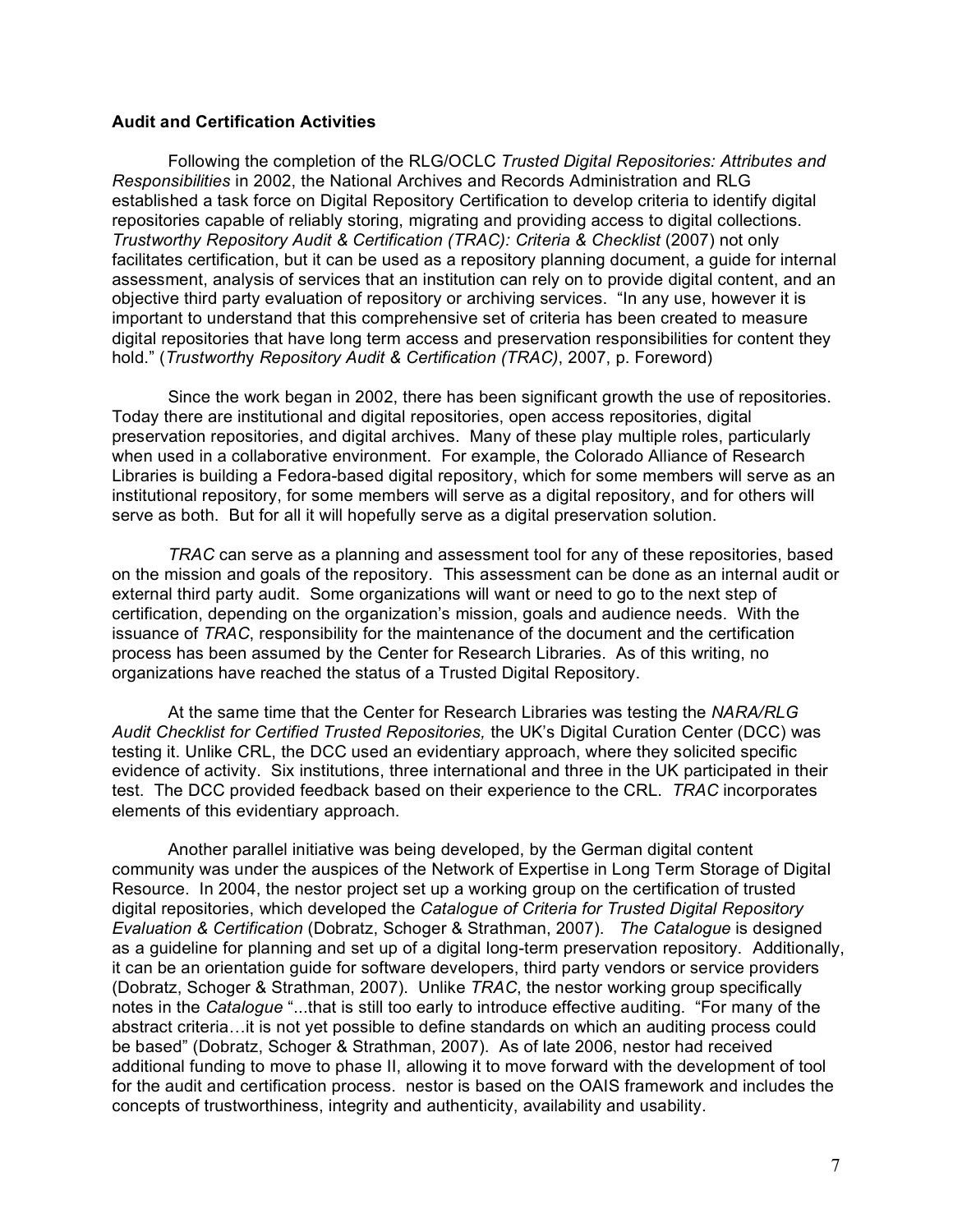**Audit and Certification Activities**

Following the completion of the RLG/OCLC *Trusted Digital Repositories: Attributes and Responsibilities* in 2002, the National Archives and Records Administration and RLG established a task force on Digital Repository Certification to develop criteria to identify digital repositories capable of reliably storing, migrating and providing access to digital collections. *Trustworthy Repository Audit & Certification (TRAC): Criteria & Checklist* (2007) not only facilitates certification, but it can be used as a repository planning document, a guide for internal assessment, analysis of services that an institution can rely on to provide digital content, and an objective third party evaluation of repository or archiving services. "In any use, however it is important to understand that this comprehensive set of criteria has been created to measure digital repositories that have long term access and preservation responsibilities for content they hold." (*Trustworthy Repository Audit & Certification (TRAC)*, 2007, p. Foreword)

Since the work began in 2002, there has been significant growth the use of repositories. Today there are institutional and digital repositories, open access repositories, digital preservation repositories, and digital archives. Many of these play multiple roles, particularly when used in a collaborative environment. For example, the Colorado Alliance of Research Libraries is building a Fedora-based digital repository, which for some members will serve as an institutional repository, for some members will serve as a digital repository, and for others will serve as both. But for all it will hopefully serve as a digital preservation solution.

*TRAC* can serve as a planning and assessment tool for any of these repositories, based on the mission and goals of the repository. This assessment can be done as an internal audit or external third party audit. Some organizations will want or need to go to the next step of certification, depending on the organization's mission, goals and audience needs. With the issuance of *TRAC*, responsibility for the maintenance of the document and the certification process has been assumed by the Center for Research Libraries. As of this writing, no organizations have reached the status of a Trusted Digital Repository.

At the same time that the Center for Research Libraries was testing the *NARA/RLG Audit Checklist for Certified Trusted Repositories,* the UK's Digital Curation Center (DCC) was testing it. Unlike CRL, the DCC used an evidentiary approach, where they solicited specific evidence of activity. Six institutions, three international and three in the UK participated in their test. The DCC provided feedback based on their experience to the CRL. *TRAC* incorporates elements of this evidentiary approach.

Another parallel initiative was being developed, by the German digital content community was under the auspices of the Network of Expertise in Long Term Storage of Digital Resource. In 2004, the nestor project set up a working group on the certification of trusted digital repositories, which developed the *Catalogue of Criteria for Trusted Digital Repository Evaluation & Certification* (Dobratz, Schoger & Strathman, 2007). *The Catalogue* is designed as a guideline for planning and set up of a digital long-term preservation repository. Additionally, it can be an orientation guide for software developers, third party vendors or service providers (Dobratz, Schoger & Strathman, 2007). Unlike *TRAC*, the nestor working group specifically notes in the *Catalogue* "...that is still too early to introduce effective auditing. "For many of the abstract criteria…it is not yet possible to define standards on which an auditing process could be based" (Dobratz, Schoger & Strathman, 2007). As of late 2006, nestor had received additional funding to move to phase II, allowing it to move forward with the development of tool for the audit and certification process. nestor is based on the OAIS framework and includes the concepts of trustworthiness, integrity and authenticity, availability and usability.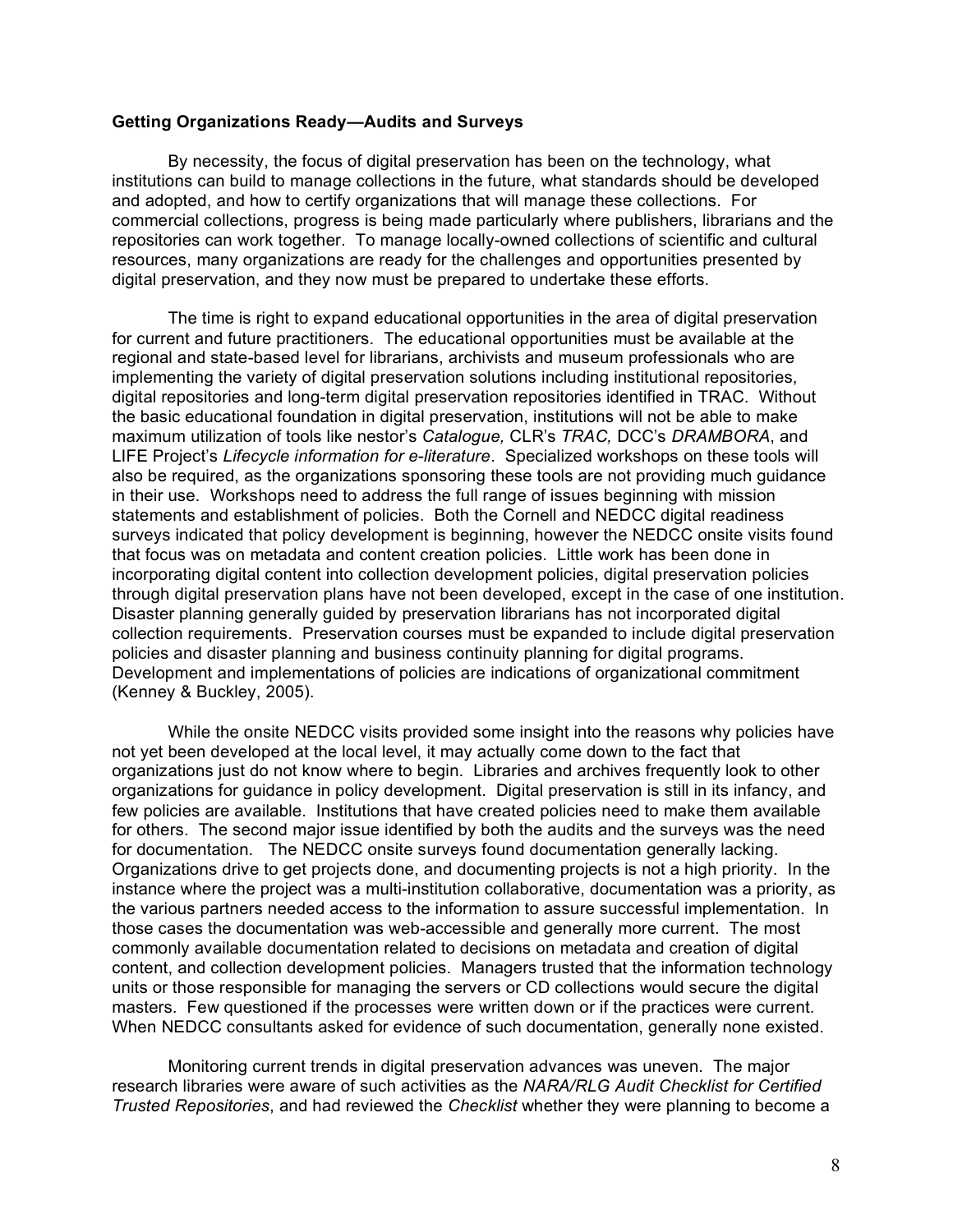**Getting Organizations Ready—Audits and Surveys**

By necessity, the focus of digital preservation has been on the technology, what institutions can build to manage collections in the future, what standards should be developed and adopted, and how to certify organizations that will manage these collections. For commercial collections, progress is being made particularly where publishers, librarians and the repositories can work together. To manage locally-owned collections of scientific and cultural resources, many organizations are ready for the challenges and opportunities presented by digital preservation, and they now must be prepared to undertake these efforts.

The time is right to expand educational opportunities in the area of digital preservation for current and future practitioners. The educational opportunities must be available at the regional and state-based level for librarians, archivists and museum professionals who are implementing the variety of digital preservation solutions including institutional repositories, digital repositories and long-term digital preservation repositories identified in TRAC. Without the basic educational foundation in digital preservation, institutions will not be able to make maximum utilization of tools like nestor's *Catalogue,* CLR's *TRAC,* DCC's *DRAMBORA*, and LIFE Project's *Lifecycle information for e-literature*. Specialized workshops on these tools will also be required, as the organizations sponsoring these tools are not providing much guidance in their use. Workshops need to address the full range of issues beginning with mission statements and establishment of policies. Both the Cornell and NEDCC digital readiness surveys indicated that policy development is beginning, however the NEDCC onsite visits found that focus was on metadata and content creation policies. Little work has been done in incorporating digital content into collection development policies, digital preservation policies through digital preservation plans have not been developed, except in the case of one institution. Disaster planning generally guided by preservation librarians has not incorporated digital collection requirements. Preservation courses must be expanded to include digital preservation policies and disaster planning and business continuity planning for digital programs. Development and implementations of policies are indications of organizational commitment (Kenney & Buckley, 2005).

While the onsite NEDCC visits provided some insight into the reasons why policies have not yet been developed at the local level, it may actually come down to the fact that organizations just do not know where to begin. Libraries and archives frequently look to other organizations for guidance in policy development. Digital preservation is still in its infancy, and few policies are available. Institutions that have created policies need to make them available for others. The second major issue identified by both the audits and the surveys was the need for documentation. The NEDCC onsite surveys found documentation generally lacking. Organizations drive to get projects done, and documenting projects is not a high priority. In the instance where the project was a multi-institution collaborative, documentation was a priority, as the various partners needed access to the information to assure successful implementation. In those cases the documentation was web-accessible and generally more current. The most commonly available documentation related to decisions on metadata and creation of digital content, and collection development policies. Managers trusted that the information technology units or those responsible for managing the servers or CD collections would secure the digital masters. Few questioned if the processes were written down or if the practices were current. When NEDCC consultants asked for evidence of such documentation, generally none existed.

Monitoring current trends in digital preservation advances was uneven. The major research libraries were aware of such activities as the *NARA/RLG Audit Checklist for Certified Trusted Repositories*, and had reviewed the *Checklist* whether they were planning to become a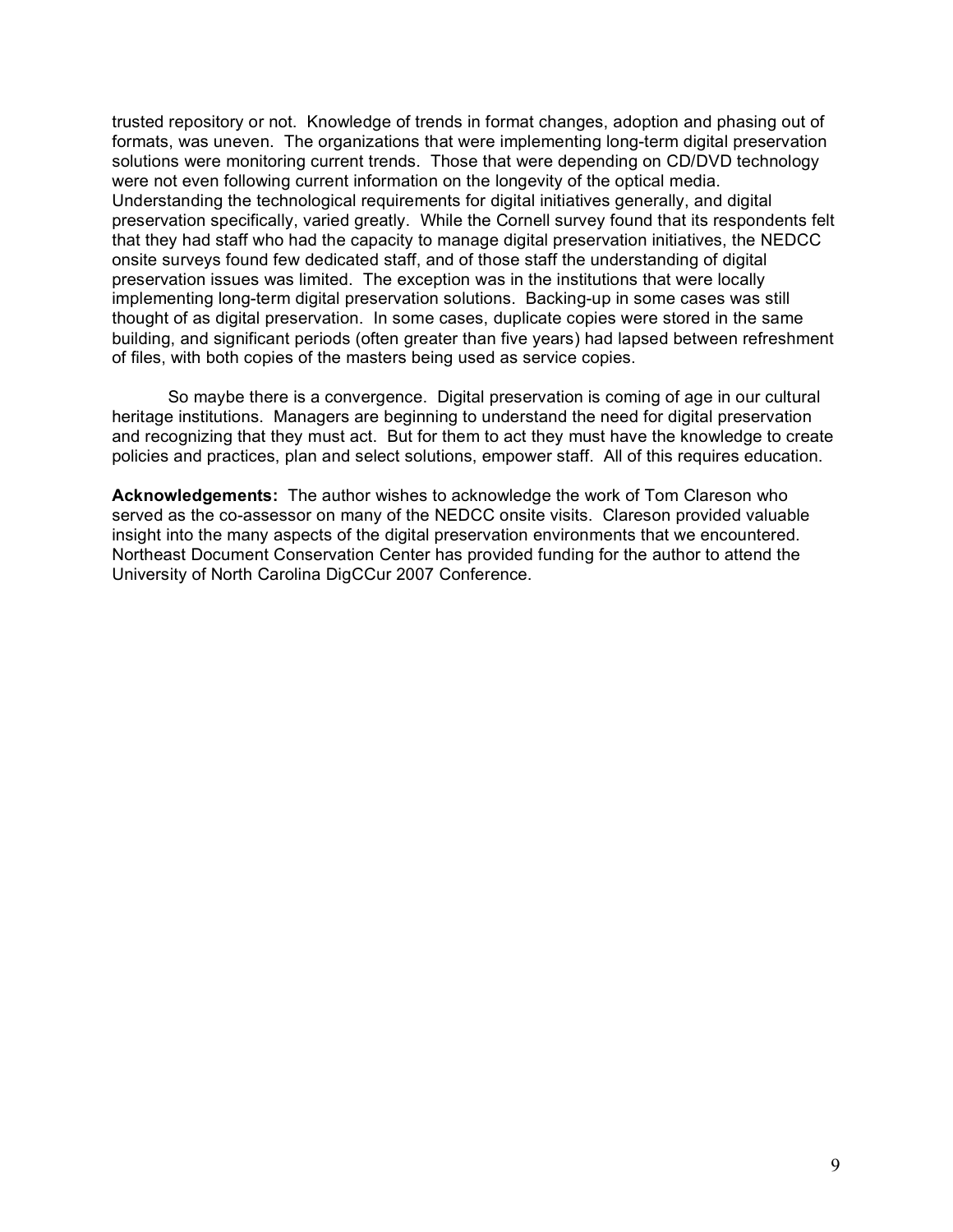trusted repository or not. Knowledge of trends in format changes, adoption and phasing out of formats, was uneven. The organizations that were implementing long-term digital preservation solutions were monitoring current trends. Those that were depending on CD/DVD technology were not even following current information on the longevity of the optical media. Understanding the technological requirements for digital initiatives generally, and digital preservation specifically, varied greatly. While the Cornell survey found that its respondents felt that they had staff who had the capacity to manage digital preservation initiatives, the NEDCC onsite surveys found few dedicated staff, and of those staff the understanding of digital preservation issues was limited. The exception was in the institutions that were locally implementing long-term digital preservation solutions. Backing-up in some cases was still thought of as digital preservation. In some cases, duplicate copies were stored in the same building, and significant periods (often greater than five years) had lapsed between refreshment of files, with both copies of the masters being used as service copies.

So maybe there is a convergence. Digital preservation is coming of age in our cultural heritage institutions. Managers are beginning to understand the need for digital preservation and recognizing that they must act. But for them to act they must have the knowledge to create policies and practices, plan and select solutions, empower staff. All of this requires education.

**Acknowledgements:** The author wishes to acknowledge the work of Tom Clareson who served as the co-assessor on many of the NEDCC onsite visits. Clareson provided valuable insight into the many aspects of the digital preservation environments that we encountered. Northeast Document Conservation Center has provided funding for the author to attend the University of North Carolina DigCCur 2007 Conference.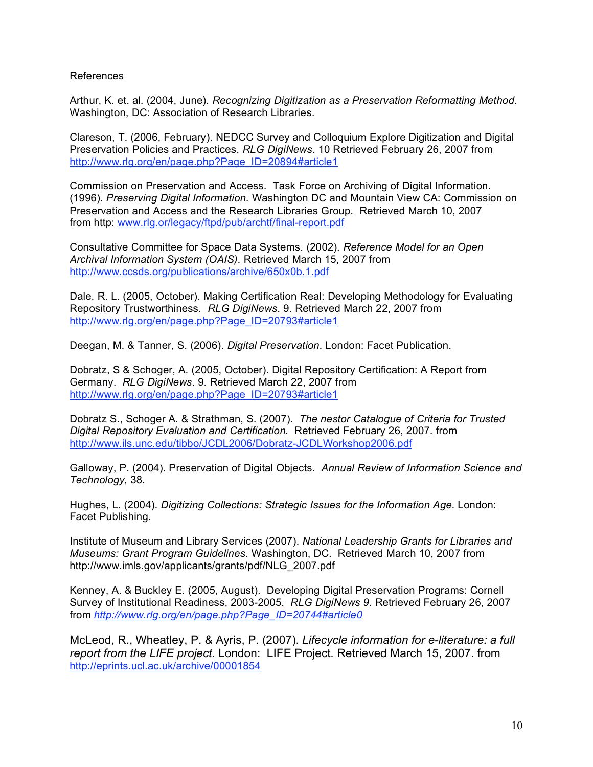References

Arthur, K. et. al. (2004, June). *Recognizing Digitization as a Preservation Reformatting Method*. Washington, DC: Association of Research Libraries.

Clareson, T. (2006, February). NEDCC Survey and Colloquium Explore Digitization and Digital Preservation Policies and Practices. *RLG DigiNews*. 10 Retrieved February 26, 2007 from http://www.rlg.org/en/page.php?Page_ID=20894#article1

Commission on Preservation and Access. Task Force on Archiving of Digital Information. (1996). *Preserving Digital Information*. Washington DC and Mountain View CA: Commission on Preservation and Access and the Research Libraries Group. Retrieved March 10, 2007 from http: www.rlg.or/legacy/ftpd/pub/archtf/final-report.pdf

Consultative Committee for Space Data Systems. (2002). *Reference Model for an Open Archival Information System (OAIS)*. Retrieved March 15, 2007 from http://www.ccsds.org/publications/archive/650x0b.1.pdf

Dale, R. L. (2005, October). Making Certification Real: Developing Methodology for Evaluating Repository Trustworthiness. *RLG DigiNews*. 9. Retrieved March 22, 2007 from http://www.rlg.org/en/page.php?Page_ID=20793#article1

Deegan, M. & Tanner, S. (2006). *Digital Preservation*. London: Facet Publication.

Dobratz, S & Schoger, A. (2005, October). Digital Repository Certification: A Report from Germany. *RLG DigiNews*. 9. Retrieved March 22, 2007 from http://www.rlg.org/en/page.php?Page_ID=20793#article1

Dobratz S., Schoger A. & Strathman, S. (2007). *The nestor Catalogue of Criteria for Trusted Digital Repository Evaluation and Certification.* Retrieved February 26, 2007. from http://www.ils.unc.edu/tibbo/JCDL2006/Dobratz-JCDLWorkshop2006.pdf

Galloway, P. (2004). Preservation of Digital Objects*. Annual Review of Information Science and Technology,* 38*.*

Hughes, L. (2004). *Digitizing Collections: Strategic Issues for the Information Age*. London: Facet Publishing.

Institute of Museum and Library Services (2007). *National Leadership Grants for Libraries and Museums: Grant Program Guidelines*. Washington, DC. Retrieved March 10, 2007 from http://www.imls.gov/applicants/grants/pdf/NLG_2007.pdf

Kenney, A. & Buckley E. (2005, August). Developing Digital Preservation Programs: Cornell Survey of Institutional Readiness, 2003-2005. *RLG DigiNews 9.* Retrieved February 26, 2007 from *http://www.rlg.org/en/page.php?Page_ID=20744#article0*

McLeod, R., Wheatley, P. & Ayris, P. (2007). *Lifecycle information for e-literature: a full report from the LIFE project.* London: LIFE Project*.* Retrieved March 15, 2007. from http://eprints.ucl.ac.uk/archive/00001854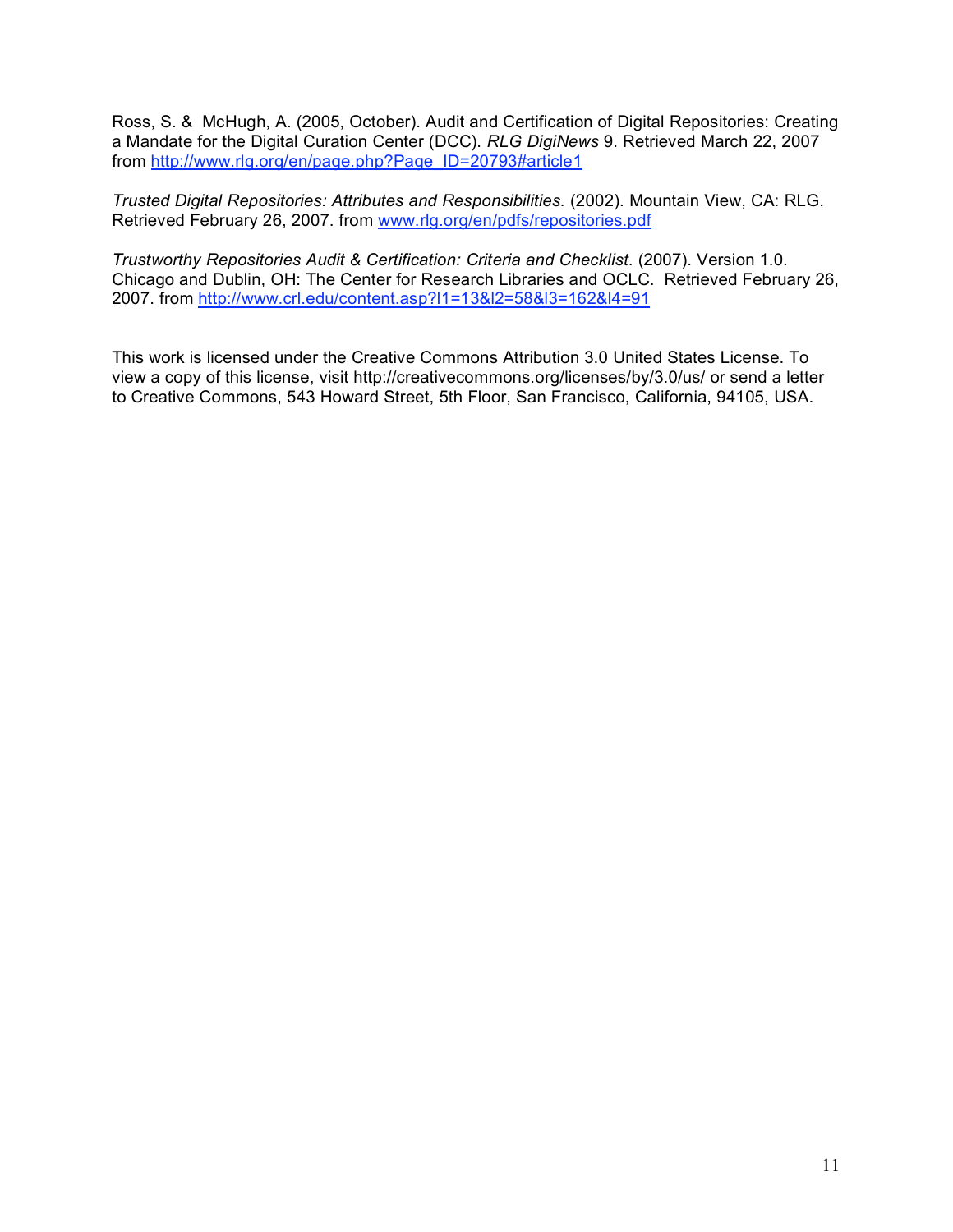Ross, S. & McHugh, A. (2005, October). Audit and Certification of Digital Repositories: Creating a Mandate for the Digital Curation Center (DCC). *RLG DigiNews* 9. Retrieved March 22, 2007 from http://www.rlg.org/en/page.php?Page_ID=20793#article1

*Trusted Digital Repositories: Attributes and Responsibilities.* (2002). Mountain View, CA: RLG. Retrieved February 26, 2007. from www.rlg.org/en/pdfs/repositories.pdf

*Trustworthy Repositories Audit & Certification: Criteria and Checklist*. (2007). Version 1.0. Chicago and Dublin, OH: The Center for Research Libraries and OCLC. Retrieved February 26, 2007. from http://www.crl.edu/content.asp?l1=13&l2=58&l3=162&l4=91

This work is licensed under the Creative Commons Attribution 3.0 United States License. To view a copy of this license, visit http://creativecommons.org/licenses/by/3.0/us/ or send a letter to Creative Commons, 543 Howard Street, 5th Floor, San Francisco, California, 94105, USA.